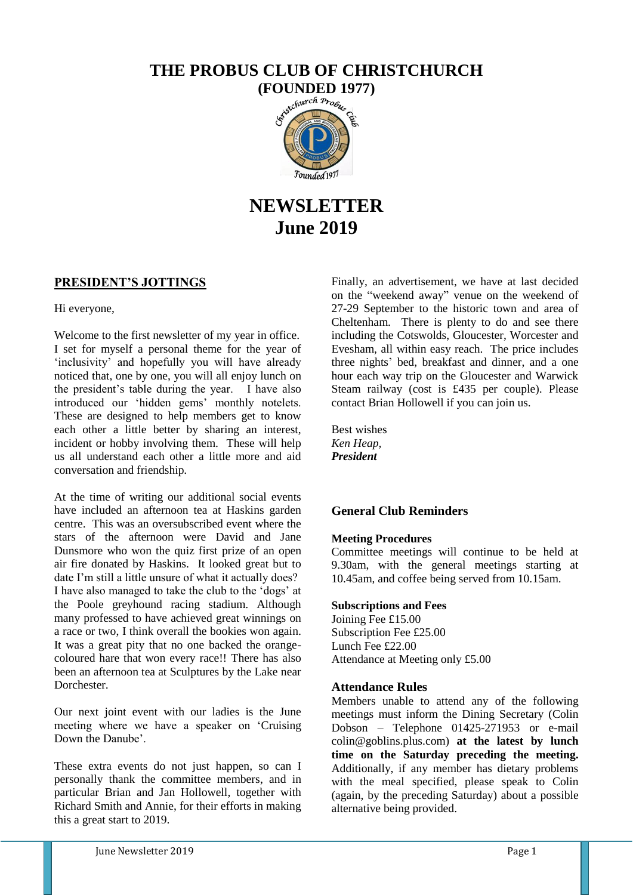# THE PROBUS CLUB OF CHRISTCHURCH

## (FOUNDED 1977)

# NEWSLETTER
# June 2019

## PRESIDENT'S JOTTINGS

Hi everyone,

Welcome to the first newsletter of my year in office. I set for myself a personal theme for the year of 'inclusivity' and hopefully you will have already noticed that, one by one, you will all enjoy lunch on the president's table during the year. I have also introduced our 'hidden gems' monthly notelets. These are designed to help members get to know each other a little better by sharing an interest, incident or hobby involving them. These will help us all understand each other a little more and aid conversation and friendship.

At the time of writing our additional social events have included an afternoon tea at Haskins garden centre. This was an oversubscribed event where the stars of the afternoon were David and Jane Dunsmore who won the quiz first prize of an open air fire donated by Haskins. It looked great but to date I'm still a little unsure of what it actually does? I have also managed to take the club to the 'dogs' at the Poole greyhound racing stadium. Although many professed to have achieved great winnings on a race or two, I think overall the bookies won again. It was a great pity that no one backed the orange-coloured hare that won every race!! There has also been an afternoon tea at Sculptures by the Lake near Dorchester.

Our next joint event with our ladies is the June meeting where we have a speaker on 'Cruising Down the Danube'.

These extra events do not just happen, so can I personally thank the committee members, and in particular Brian and Jan Hollowell, together with Richard Smith and Annie, for their efforts in making this a great start to 2019.

Finally, an advertisement, we have at last decided on the "weekend away" venue on the weekend of 27-29 September to the historic town and area of Cheltenham. There is plenty to do and see there including the Cotswolds, Gloucester, Worcester and Evesham, all within easy reach. The price includes three nights' bed, breakfast and dinner, and a one hour each way trip on the Gloucester and Warwick Steam railway (cost is £435 per couple). Please contact Brian Hollowell if you can join us.

Best wishes  
*Ken Heap,*  
***President***

## General Club Reminders

### Meeting Procedures

Committee meetings will continue to be held at 9.30am, with the general meetings starting at 10.45am, and coffee being served from 10.15am.

### Subscriptions and Fees

Joining Fee £15.00  
Subscription Fee £25.00  
Lunch Fee £22.00  
Attendance at Meeting only £5.00

### Attendance Rules

Members unable to attend any of the following meetings must inform the Dining Secretary (Colin Dobson – Telephone 01425-271953 or e-mail colin@goblins.plus.com) **at the latest by lunch time on the Saturday preceding the meeting.** Additionally, if any member has dietary problems with the meal specified, please speak to Colin (again, by the preceding Saturday) about a possible alternative being provided.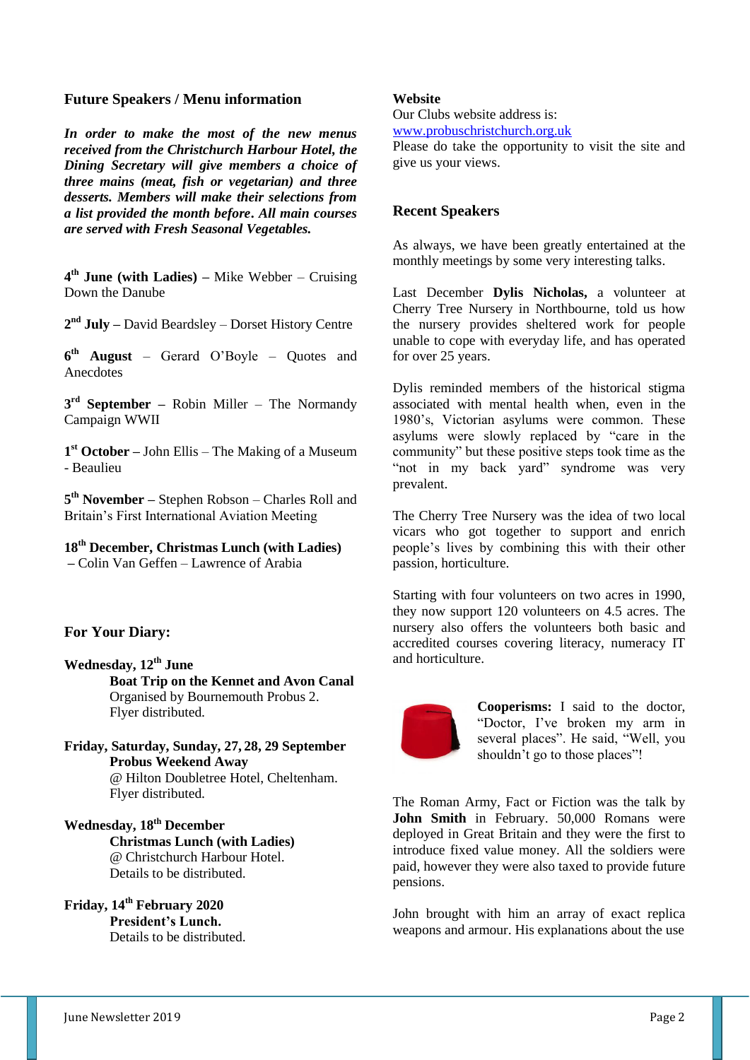## Future Speakers / Menu information

***In order to make the most of the new menus received from the Christchurch Harbour Hotel, the Dining Secretary will give members a choice of three mains (meat, fish or vegetarian) and three desserts. Members will make their selections from a list provided the month before. All main courses are served with Fresh Seasonal Vegetables.***

**4th June (with Ladies) –** Mike Webber – Cruising Down the Danube

**2nd July –** David Beardsley – Dorset History Centre

**6th August** – Gerard O'Boyle – Quotes and Anecdotes

**3rd September –** Robin Miller – The Normandy Campaign WWII

**1st October –** John Ellis – The Making of a Museum - Beaulieu

**5th November –** Stephen Robson – Charles Roll and Britain's First International Aviation Meeting

**18th December, Christmas Lunch (with Ladies)** – Colin Van Geffen – Lawrence of Arabia

## For Your Diary:

**Wednesday, 12th June**
**Boat Trip on the Kennet and Avon Canal**
Organised by Bournemouth Probus 2.
Flyer distributed.

**Friday, Saturday, Sunday, 27, 28, 29 September**
**Probus Weekend Away**
@ Hilton Doubletree Hotel, Cheltenham.
Flyer distributed.

**Wednesday, 18th December**
**Christmas Lunch (with Ladies)**
@ Christchurch Harbour Hotel.
Details to be distributed.

**Friday, 14th February 2020**
**President's Lunch.**
Details to be distributed.

## Website

Our Clubs website address is:
www.probuschristchurch.org.uk
Please do take the opportunity to visit the site and give us your views.

## Recent Speakers

As always, we have been greatly entertained at the monthly meetings by some very interesting talks.

Last December **Dylis Nicholas,** a volunteer at Cherry Tree Nursery in Northbourne, told us how the nursery provides sheltered work for people unable to cope with everyday life, and has operated for over 25 years.

Dylis reminded members of the historical stigma associated with mental health when, even in the 1980's, Victorian asylums were common. These asylums were slowly replaced by "care in the community" but these positive steps took time as the "not in my back yard" syndrome was very prevalent.

The Cherry Tree Nursery was the idea of two local vicars who got together to support and enrich people's lives by combining this with their other passion, horticulture.

Starting with four volunteers on two acres in 1990, they now support 120 volunteers on 4.5 acres. The nursery also offers the volunteers both basic and accredited courses covering literacy, numeracy IT and horticulture.

**Cooperisms:** I said to the doctor, "Doctor, I've broken my arm in several places". He said, "Well, you shouldn't go to those places"!

The Roman Army, Fact or Fiction was the talk by **John Smith** in February. 50,000 Romans were deployed in Great Britain and they were the first to introduce fixed value money. All the soldiers were paid, however they were also taxed to provide future pensions.

John brought with him an array of exact replica weapons and armour. His explanations about the use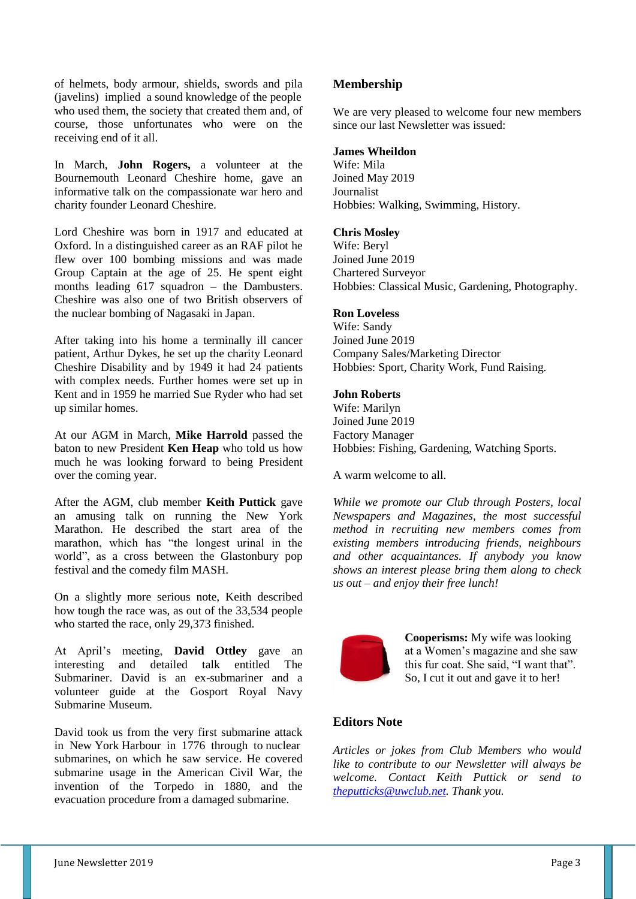of helmets, body armour, shields, swords and pila (javelins) implied a sound knowledge of the people who used them, the society that created them and, of course, those unfortunates who were on the receiving end of it all.

In March, **John Rogers,** a volunteer at the Bournemouth Leonard Cheshire home, gave an informative talk on the compassionate war hero and charity founder Leonard Cheshire.

Lord Cheshire was born in 1917 and educated at Oxford. In a distinguished career as an RAF pilot he flew over 100 bombing missions and was made Group Captain at the age of 25. He spent eight months leading 617 squadron – the Dambusters. Cheshire was also one of two British observers of the nuclear bombing of Nagasaki in Japan.

After taking into his home a terminally ill cancer patient, Arthur Dykes, he set up the charity Leonard Cheshire Disability and by 1949 it had 24 patients with complex needs. Further homes were set up in Kent and in 1959 he married Sue Ryder who had set up similar homes.

At our AGM in March, **Mike Harrold** passed the baton to new President **Ken Heap** who told us how much he was looking forward to being President over the coming year.

After the AGM, club member **Keith Puttick** gave an amusing talk on running the New York Marathon. He described the start area of the marathon, which has "the longest urinal in the world", as a cross between the Glastonbury pop festival and the comedy film MASH.

On a slightly more serious note, Keith described how tough the race was, as out of the 33,534 people who started the race, only 29,373 finished.

At April's meeting, **David Ottley** gave an interesting and detailed talk entitled The Submariner. David is an ex-submariner and a volunteer guide at the Gosport Royal Navy Submarine Museum.

David took us from the very first submarine attack in New York Harbour in 1776 through to nuclear submarines, on which he saw service. He covered submarine usage in the American Civil War, the invention of the Torpedo in 1880, and the evacuation procedure from a damaged submarine.

## Membership

We are very pleased to welcome four new members since our last Newsletter was issued:

**James Wheildon**
Wife: Mila
Joined May 2019
Journalist
Hobbies: Walking, Swimming, History.

**Chris Mosley**
Wife: Beryl
Joined June 2019
Chartered Surveyor
Hobbies: Classical Music, Gardening, Photography.

**Ron Loveless**
Wife: Sandy
Joined June 2019
Company Sales/Marketing Director
Hobbies: Sport, Charity Work, Fund Raising.

**John Roberts**
Wife: Marilyn
Joined June 2019
Factory Manager
Hobbies: Fishing, Gardening, Watching Sports.

A warm welcome to all.

*While we promote our Club through Posters, local Newspapers and Magazines, the most successful method in recruiting new members comes from existing members introducing friends, neighbours and other acquaintances. If anybody you know shows an interest please bring them along to check us out – and enjoy their free lunch!*

**Cooperisms:** My wife was looking at a Women's magazine and she saw this fur coat. She said, "I want that". So, I cut it out and gave it to her!

## Editors Note

*Articles or jokes from Club Members who would like to contribute to our Newsletter will always be welcome. Contact Keith Puttick or send to [theputticks@uwclub.net](mailto:theputticks@uwclub.net). Thank you.*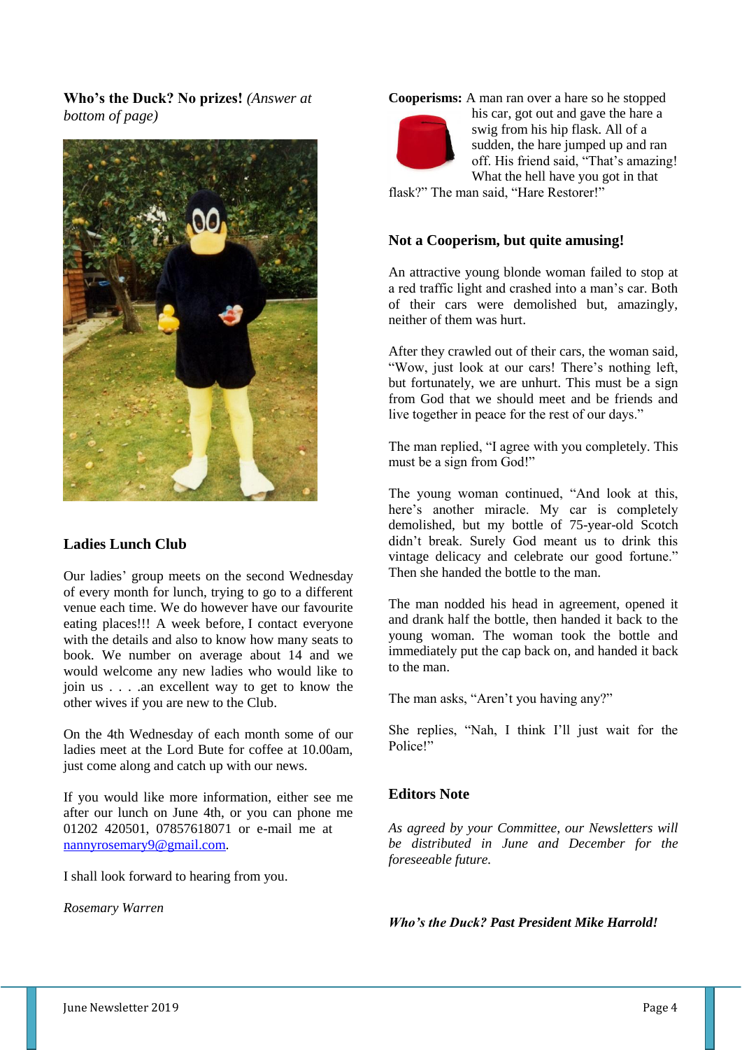**Who's the Duck? No prizes!** *(Answer at bottom of page)*

### Ladies Lunch Club

Our ladies' group meets on the second Wednesday of every month for lunch, trying to go to a different venue each time. We do however have our favourite eating places!!! A week before, I contact everyone with the details and also to know how many seats to book. We number on average about 14 and we would welcome any new ladies who would like to join us . . . .an excellent way to get to know the other wives if you are new to the Club.

On the 4th Wednesday of each month some of our ladies meet at the Lord Bute for coffee at 10.00am, just come along and catch up with our news.

If you would like more information, either see me after our lunch on June 4th, or you can phone me 01202 420501, 07857618071 or e-mail me at nannyrosemary9@gmail.com.

I shall look forward to hearing from you.

*Rosemary Warren*

**Cooperisms:** A man ran over a hare so he stopped his car, got out and gave the hare a swig from his hip flask. All of a sudden, the hare jumped up and ran off. His friend said, "That's amazing! What the hell have you got in that flask?" The man said, "Hare Restorer!"

### Not a Cooperism, but quite amusing!

An attractive young blonde woman failed to stop at a red traffic light and crashed into a man's car. Both of their cars were demolished but, amazingly, neither of them was hurt.

After they crawled out of their cars, the woman said, "Wow, just look at our cars! There's nothing left, but fortunately, we are unhurt. This must be a sign from God that we should meet and be friends and live together in peace for the rest of our days."

The man replied, "I agree with you completely. This must be a sign from God!"

The young woman continued, "And look at this, here's another miracle. My car is completely demolished, but my bottle of 75-year-old Scotch didn't break. Surely God meant us to drink this vintage delicacy and celebrate our good fortune." Then she handed the bottle to the man.

The man nodded his head in agreement, opened it and drank half the bottle, then handed it back to the young woman. The woman took the bottle and immediately put the cap back on, and handed it back to the man.

The man asks, "Aren't you having any?"

She replies, "Nah, I think I'll just wait for the Police!"

### Editors Note

*As agreed by your Committee, our Newsletters will be distributed in June and December for the foreseeable future.*

***Who's the Duck? Past President Mike Harrold!***